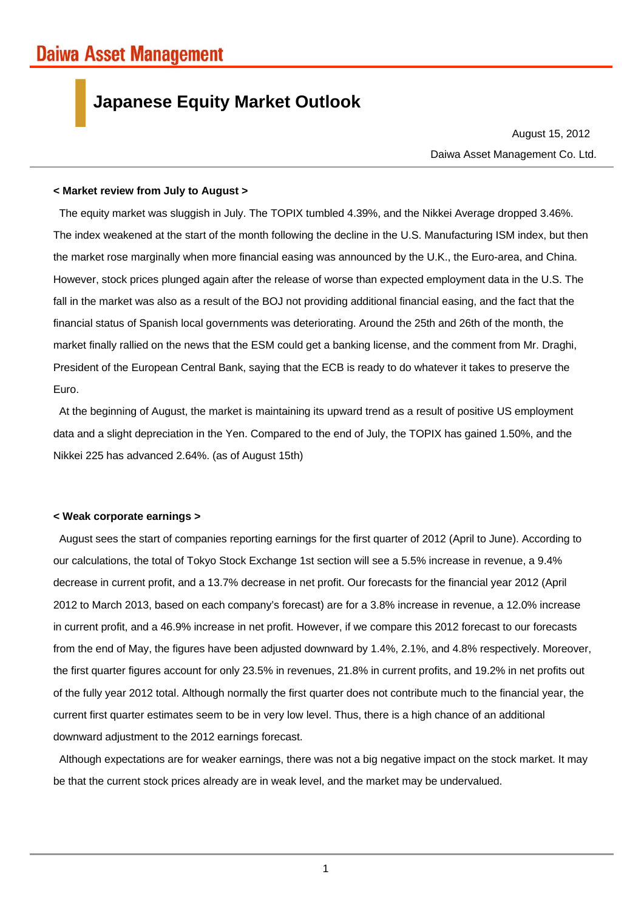Daiwa Asset Management

# Japanese Equity Market Outlook

August 15, 2012

Daiwa Asset Management Co. Ltd.

**< Market review from July to August >**

The equity market was sluggish in July. The TOPIX tumbled 4.39%, and the Nikkei Average dropped 3.46%. The index weakened at the start of the month following the decline in the U.S. Manufacturing ISM index, but then the market rose marginally when more financial easing was announced by the U.K., the Euro-area, and China. However, stock prices plunged again after the release of worse than expected employment data in the U.S. The fall in the market was also as a result of the BOJ not providing additional financial easing, and the fact that the financial status of Spanish local governments was deteriorating. Around the 25th and 26th of the month, the market finally rallied on the news that the ESM could get a banking license, and the comment from Mr. Draghi, President of the European Central Bank, saying that the ECB is ready to do whatever it takes to preserve the Euro.

At the beginning of August, the market is maintaining its upward trend as a result of positive US employment data and a slight depreciation in the Yen. Compared to the end of July, the TOPIX has gained 1.50%, and the Nikkei 225 has advanced 2.64%. (as of August 15th)

**< Weak corporate earnings >**

August sees the start of companies reporting earnings for the first quarter of 2012 (April to June). According to our calculations, the total of Tokyo Stock Exchange 1st section will see a 5.5% increase in revenue, a 9.4% decrease in current profit, and a 13.7% decrease in net profit. Our forecasts for the financial year 2012 (April 2012 to March 2013, based on each company's forecast) are for a 3.8% increase in revenue, a 12.0% increase in current profit, and a 46.9% increase in net profit. However, if we compare this 2012 forecast to our forecasts from the end of May, the figures have been adjusted downward by 1.4%, 2.1%, and 4.8% respectively. Moreover, the first quarter figures account for only 23.5% in revenues, 21.8% in current profits, and 19.2% in net profits out of the fully year 2012 total. Although normally the first quarter does not contribute much to the financial year, the current first quarter estimates seem to be in very low level. Thus, there is a high chance of an additional downward adjustment to the 2012 earnings forecast.

Although expectations are for weaker earnings, there was not a big negative impact on the stock market. It may be that the current stock prices already are in weak level, and the market may be undervalued.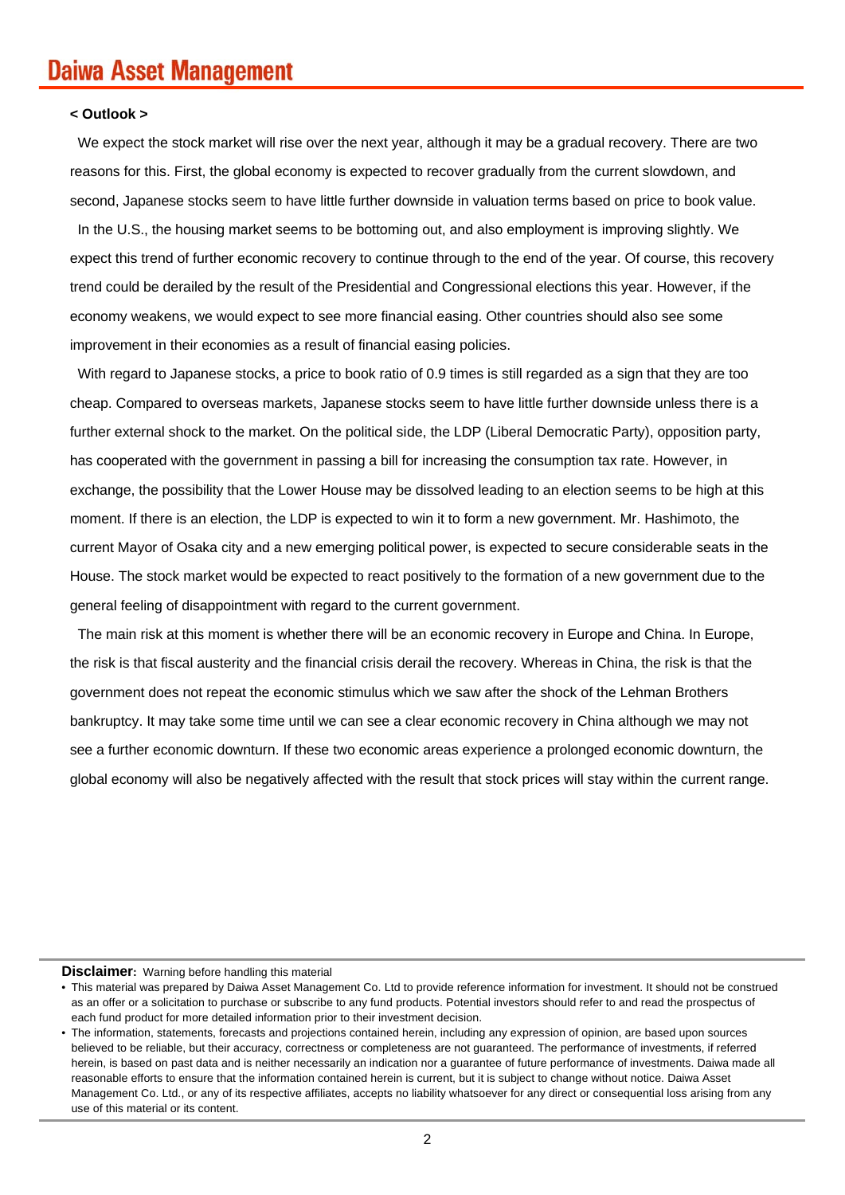**< Outlook >**

We expect the stock market will rise over the next year, although it may be a gradual recovery. There are two reasons for this. First, the global economy is expected to recover gradually from the current slowdown, and second, Japanese stocks seem to have little further downside in valuation terms based on price to book value.

In the U.S., the housing market seems to be bottoming out, and also employment is improving slightly. We expect this trend of further economic recovery to continue through to the end of the year. Of course, this recovery trend could be derailed by the result of the Presidential and Congressional elections this year. However, if the economy weakens, we would expect to see more financial easing. Other countries should also see some improvement in their economies as a result of financial easing policies.

With regard to Japanese stocks, a price to book ratio of 0.9 times is still regarded as a sign that they are too cheap. Compared to overseas markets, Japanese stocks seem to have little further downside unless there is a further external shock to the market. On the political side, the LDP (Liberal Democratic Party), opposition party, has cooperated with the government in passing a bill for increasing the consumption tax rate. However, in exchange, the possibility that the Lower House may be dissolved leading to an election seems to be high at this moment. If there is an election, the LDP is expected to win it to form a new government. Mr. Hashimoto, the current Mayor of Osaka city and a new emerging political power, is expected to secure considerable seats in the House. The stock market would be expected to react positively to the formation of a new government due to the general feeling of disappointment with regard to the current government.

The main risk at this moment is whether there will be an economic recovery in Europe and China. In Europe, the risk is that fiscal austerity and the financial crisis derail the recovery. Whereas in China, the risk is that the government does not repeat the economic stimulus which we saw after the shock of the Lehman Brothers bankruptcy. It may take some time until we can see a clear economic recovery in China although we may not see a further economic downturn. If these two economic areas experience a prolonged economic downturn, the global economy will also be negatively affected with the result that stock prices will stay within the current range.

**Disclaimer:** Warning before handling this material

- This material was prepared by Daiwa Asset Management Co. Ltd to provide reference information for investment. It should not be construed as an offer or a solicitation to purchase or subscribe to any fund products. Potential investors should refer to and read the prospectus of each fund product for more detailed information prior to their investment decision.
- The information, statements, forecasts and projections contained herein, including any expression of opinion, are based upon sources believed to be reliable, but their accuracy, correctness or completeness are not guaranteed. The performance of investments, if referred herein, is based on past data and is neither necessarily an indication nor a guarantee of future performance of investments. Daiwa made all reasonable efforts to ensure that the information contained herein is current, but it is subject to change without notice. Daiwa Asset Management Co. Ltd., or any of its respective affiliates, accepts no liability whatsoever for any direct or consequential loss arising from any use of this material or its content.